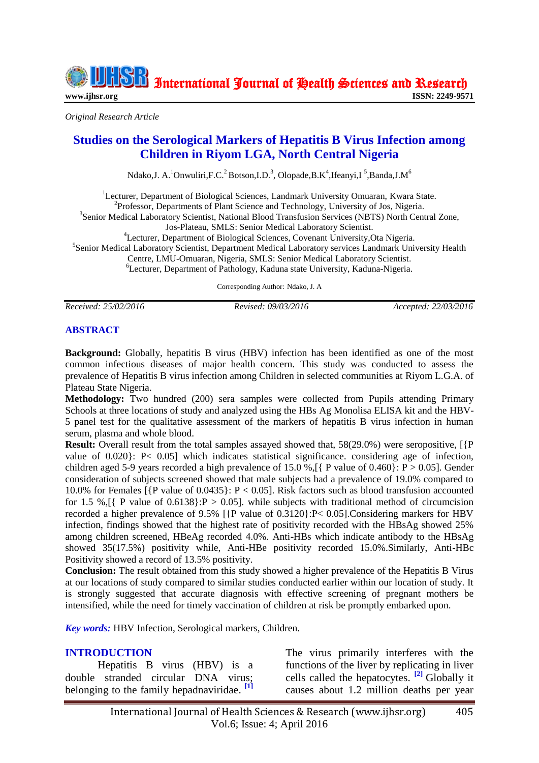*Original Research Article*

# Studies on the Serological Markers of Hepatitis B Virus Infection among Children in Riyom LGA, North Central Nigeria

Ndako,J. A.[1] Onwuliri,F.C.[2] Botson,I.D.[3], Olopade,B.K[4],Ifeanyi,I [5],Banda,J.M[6]

[1]Lecturer, Department of Biological Sciences, Landmark University Omuaran, Kwara State.
[2]Professor, Departments of Plant Science and Technology, University of Jos, Nigeria.
[3]Senior Medical Laboratory Scientist, National Blood Transfusion Services (NBTS) North Central Zone, Jos-Plateau, SMLS: Senior Medical Laboratory Scientist.
[4]Lecturer, Department of Biological Sciences, Covenant University,Ota Nigeria.
[5]Senior Medical Laboratory Scientist, Department Medical Laboratory services Landmark University Health Centre, LMU-Omuaran, Nigeria, SMLS: Senior Medical Laboratory Scientist.
[6]Lecturer, Department of Pathology, Kaduna state University, Kaduna-Nigeria.

Corresponding Author: Ndako, J. A

*Received: 25/02/2016* *Revised: 09/03/2016* *Accepted: 22/03/2016*

## ABSTRACT

**Background:** Globally, hepatitis B virus (HBV) infection has been identified as one of the most common infectious diseases of major health concern. This study was conducted to assess the prevalence of Hepatitis B virus infection among Children in selected communities at Riyom L.G.A. of Plateau State Nigeria.

**Methodology:** Two hundred (200) sera samples were collected from Pupils attending Primary Schools at three locations of study and analyzed using the HBs Ag Monolisa ELISA kit and the HBV-5 panel test for the qualitative assessment of the markers of hepatitis B virus infection in human serum, plasma and whole blood.

**Result:** Overall result from the total samples assayed showed that, 58(29.0%) were seropositive, [{P value of 0.020}: P< 0.05] which indicates statistical significance. considering age of infection, children aged 5-9 years recorded a high prevalence of 15.0 %,[{ P value of 0.460}: P > 0.05]. Gender consideration of subjects screened showed that male subjects had a prevalence of 19.0% compared to 10.0% for Females [{P value of 0.0435}: P < 0.05]. Risk factors such as blood transfusion accounted for 1.5 %,[{ P value of 0.6138}:P > 0.05]. while subjects with traditional method of circumcision recorded a higher prevalence of 9.5% [{P value of 0.3120}:P< 0.05].Considering markers for HBV infection, findings showed that the highest rate of positivity recorded with the HBsAg showed 25% among children screened, HBeAg recorded 4.0%. Anti-HBs which indicate antibody to the HBsAg showed 35(17.5%) positivity while, Anti-HBe positivity recorded 15.0%.Similarly, Anti-HBc Positivity showed a record of 13.5% positivity.

**Conclusion:** The result obtained from this study showed a higher prevalence of the Hepatitis B Virus at our locations of study compared to similar studies conducted earlier within our location of study. It is strongly suggested that accurate diagnosis with effective screening of pregnant mothers be intensified, while the need for timely vaccination of children at risk be promptly embarked upon.

***Key words:*** HBV Infection, Serological markers, Children.

## INTRODUCTION

Hepatitis B virus (HBV) is a double stranded circular DNA virus; belonging to the family hepadnaviridae. [1] The virus primarily interferes with the functions of the liver by replicating in liver cells called the hepatocytes. [2] Globally it causes about 1.2 million deaths per year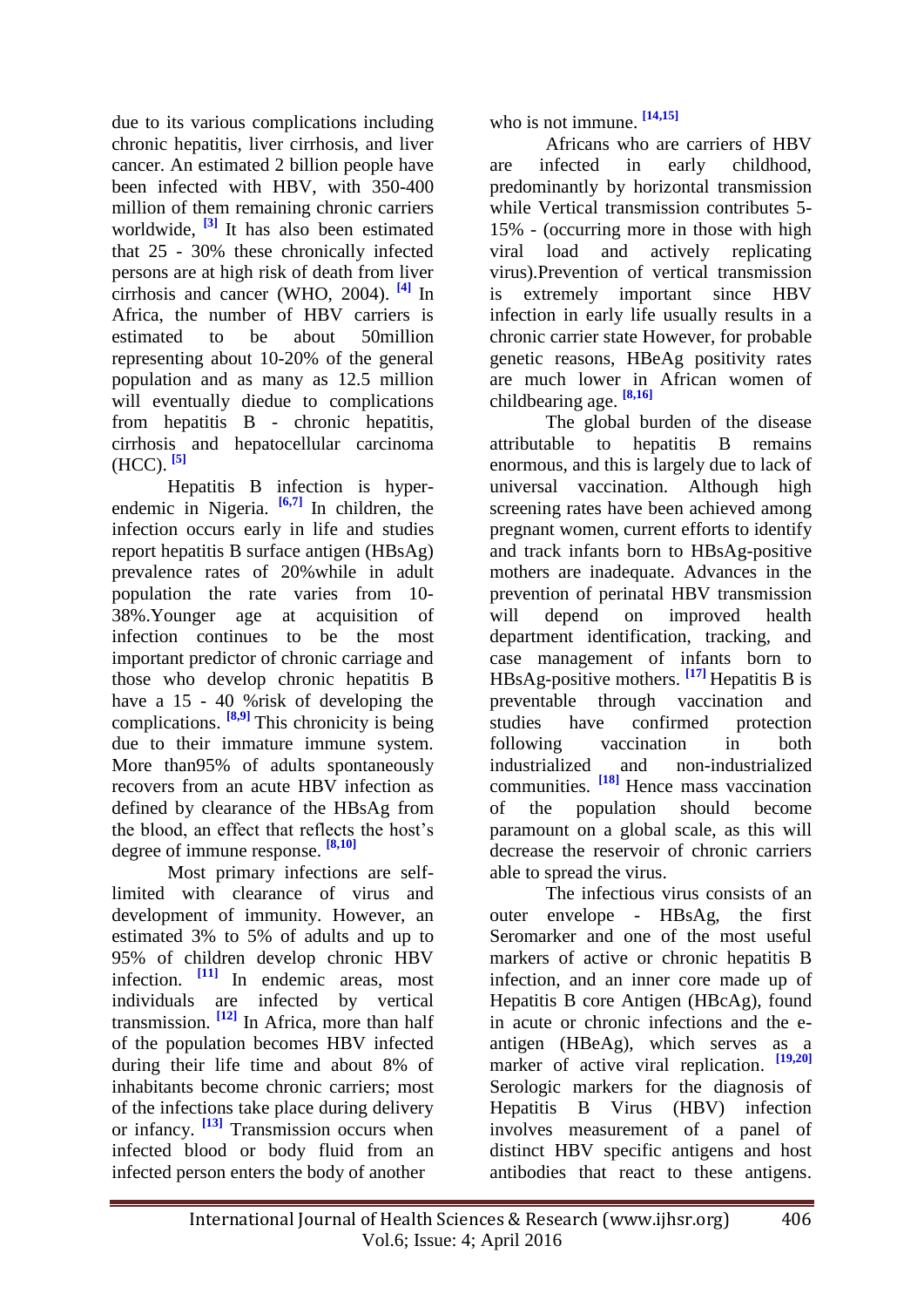due to its various complications including chronic hepatitis, liver cirrhosis, and liver cancer. An estimated 2 billion people have been infected with HBV, with 350-400 million of them remaining chronic carriers worldwide, [3] It has also been estimated that 25 - 30% these chronically infected persons are at high risk of death from liver cirrhosis and cancer (WHO, 2004). [4] In Africa, the number of HBV carriers is estimated to be about 50million representing about 10-20% of the general population and as many as 12.5 million will eventually diedue to complications from hepatitis B - chronic hepatitis, cirrhosis and hepatocellular carcinoma (HCC). [5]

Hepatitis B infection is hyper-endemic in Nigeria. [6,7] In children, the infection occurs early in life and studies report hepatitis B surface antigen (HBsAg) prevalence rates of 20%while in adult population the rate varies from 10-38%.Younger age at acquisition of infection continues to be the most important predictor of chronic carriage and those who develop chronic hepatitis B have a 15 - 40 %risk of developing the complications. [8,9] This chronicity is being due to their immature immune system. More than95% of adults spontaneously recovers from an acute HBV infection as defined by clearance of the HBsAg from the blood, an effect that reflects the host's degree of immune response. [8,10]

Most primary infections are self-limited with clearance of virus and development of immunity. However, an estimated 3% to 5% of adults and up to 95% of children develop chronic HBV infection. [11] In endemic areas, most individuals are infected by vertical transmission. [12] In Africa, more than half of the population becomes HBV infected during their life time and about 8% of inhabitants become chronic carriers; most of the infections take place during delivery or infancy. [13] Transmission occurs when infected blood or body fluid from an infected person enters the body of another who is not immune. [14,15]

Africans who are carriers of HBV are infected in early childhood, predominantly by horizontal transmission while Vertical transmission contributes 5-15% - (occurring more in those with high viral load and actively replicating virus).Prevention of vertical transmission is extremely important since HBV infection in early life usually results in a chronic carrier state However, for probable genetic reasons, HBeAg positivity rates are much lower in African women of childbearing age. [8,16]

The global burden of the disease attributable to hepatitis B remains enormous, and this is largely due to lack of universal vaccination. Although high screening rates have been achieved among pregnant women, current efforts to identify and track infants born to HBsAg-positive mothers are inadequate. Advances in the prevention of perinatal HBV transmission will depend on improved health department identification, tracking, and case management of infants born to HBsAg-positive mothers. [17] Hepatitis B is preventable through vaccination and studies have confirmed protection following vaccination in both industrialized and non-industrialized communities. [18] Hence mass vaccination of the population should become paramount on a global scale, as this will decrease the reservoir of chronic carriers able to spread the virus.

The infectious virus consists of an outer envelope - HBsAg, the first Seromarker and one of the most useful markers of active or chronic hepatitis B infection, and an inner core made up of Hepatitis B core Antigen (HBcAg), found in acute or chronic infections and the e-antigen (HBeAg), which serves as a marker of active viral replication. [19,20] Serologic markers for the diagnosis of Hepatitis B Virus (HBV) infection involves measurement of a panel of distinct HBV specific antigens and host antibodies that react to these antigens.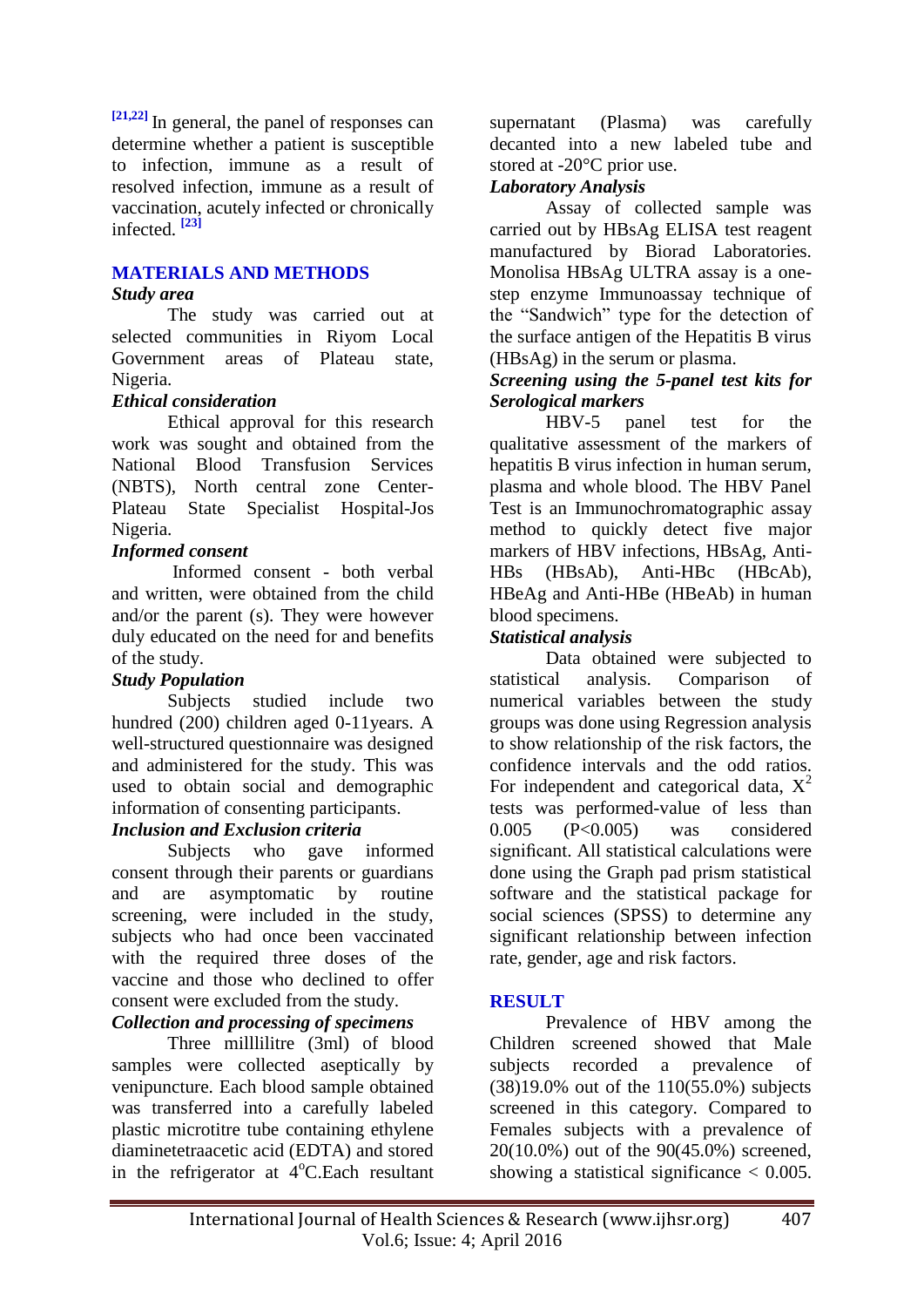[21,22] In general, the panel of responses can determine whether a patient is susceptible to infection, immune as a result of resolved infection, immune as a result of vaccination, acutely infected or chronically infected. [23]

## MATERIALS AND METHODS

### *Study area*

The study was carried out at selected communities in Riyom Local Government areas of Plateau state, Nigeria.

### *Ethical consideration*

Ethical approval for this research work was sought and obtained from the National Blood Transfusion Services (NBTS), North central zone Center-Plateau State Specialist Hospital-Jos Nigeria.

### *Informed consent*

Informed consent - both verbal and written, were obtained from the child and/or the parent (s). They were however duly educated on the need for and benefits of the study.

### *Study Population*

Subjects studied include two hundred (200) children aged 0-11years. A well-structured questionnaire was designed and administered for the study. This was used to obtain social and demographic information of consenting participants.

### *Inclusion and Exclusion criteria*

Subjects who gave informed consent through their parents or guardians and are asymptomatic by routine screening, were included in the study, subjects who had once been vaccinated with the required three doses of the vaccine and those who declined to offer consent were excluded from the study.

### *Collection and processing of specimens*

Three millilitre (3ml) of blood samples were collected aseptically by venipuncture. Each blood sample obtained was transferred into a carefully labeled plastic microtitre tube containing ethylene diaminetetraacetic acid (EDTA) and stored in the refrigerator at $4^{o}$C.Each resultant supernatant (Plasma) was carefully decanted into a new labeled tube and stored at -20°C prior use.

### *Laboratory Analysis*

Assay of collected sample was carried out by HBsAg ELISA test reagent manufactured by Biorad Laboratories. Monolisa HBsAg ULTRA assay is a one-step enzyme Immunoassay technique of the "Sandwich" type for the detection of the surface antigen of the Hepatitis B virus (HBsAg) in the serum or plasma.

### *Screening using the 5-panel test kits for Serological markers*

HBV-5 panel test for the qualitative assessment of the markers of hepatitis B virus infection in human serum, plasma and whole blood. The HBV Panel Test is an Immunochromatographic assay method to quickly detect five major markers of HBV infections, HBsAg, Anti-HBs (HBsAb), Anti-HBc (HBcAb), HBeAg and Anti-HBe (HBeAb) in human blood specimens.

### *Statistical analysis*

Data obtained were subjected to statistical analysis. Comparison of numerical variables between the study groups was done using Regression analysis to show relationship of the risk factors, the confidence intervals and the odd ratios. For independent and categorical data, $X^2$ tests was performed-value of less than 0.005 ($P<0.005$) was considered significant. All statistical calculations were done using the Graph pad prism statistical software and the statistical package for social sciences (SPSS) to determine any significant relationship between infection rate, gender, age and risk factors.

## RESULT

Prevalence of HBV among the Children screened showed that Male subjects recorded a prevalence of (38)19.0% out of the 110(55.0%) subjects screened in this category. Compared to Females subjects with a prevalence of 20(10.0%) out of the 90(45.0%) screened, showing a statistical significance < 0.005.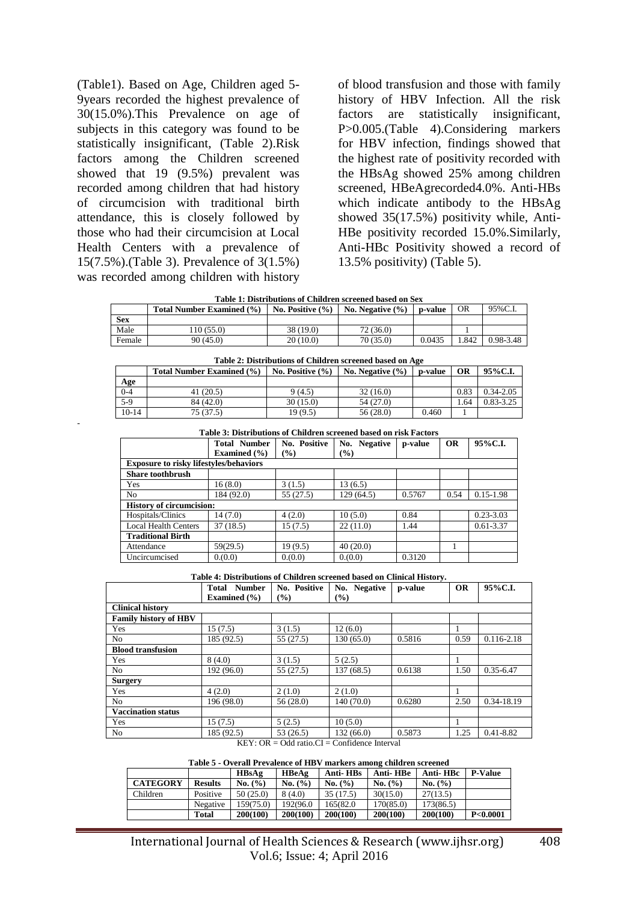(Table1). Based on Age, Children aged 5-9years recorded the highest prevalence of 30(15.0%).This Prevalence on age of subjects in this category was found to be statistically insignificant, (Table 2).Risk factors among the Children screened showed that 19 (9.5%) prevalent was recorded among children that had history of circumcision with traditional birth attendance, this is closely followed by those who had their circumcision at Local Health Centers with a prevalence of 15(7.5%).(Table 3). Prevalence of 3(1.5%) was recorded among children with history of blood transfusion and those with family history of HBV Infection. All the risk factors are statistically insignificant, P>0.005.(Table 4).Considering markers for HBV infection, findings showed that the highest rate of positivity recorded with the HBsAg showed 25% among children screened, HBeAgrecorded4.0%. Anti-HBs which indicate antibody to the HBsAg showed 35(17.5%) positivity while, Anti-HBe positivity recorded 15.0%.Similarly, Anti-HBc Positivity showed a record of 13.5% positivity) (Table 5).

**Table 1: Distributions of Children screened based on Sex**

| | Total Number Examined (%) | No. Positive (%) | No. Negative (%) | p-value | OR | 95%C.I. |
|---|---|---|---|---|---|---|
| **Sex** | | | | | | |
| Male | 110 (55.0) | 38 (19.0) | 72 (36.0) | | 1 | |
| Female | 90 (45.0) | 20 (10.0) | 70 (35.0) | 0.0435 | 1.842 | 0.98-3.48 |

**Table 2: Distributions of Children screened based on Age**

| | Total Number Examined (%) | No. Positive (%) | No. Negative (%) | p-value | OR | 95%C.I. |
|---|---|---|---|---|---|---|
| **Age** | | | | | | |
| 0-4 | 41 (20.5) | 9 (4.5) | 32 (16.0) | | 0.83 | 0.34-2.05 |
| 5-9 | 84 (42.0) | 30 (15.0) | 54 (27.0) | | 1.64 | 0.83-3.25 |
| 10-14 | 75 (37.5) | 19 (9.5) | 56 (28.0) | 0.460 | 1 | |

**Table 3: Distributions of Children screened based on risk Factors**

| | Total Number Examined (%) | No. Positive (%) | No. Negative (%) | p-value | OR | 95%C.I. |
|---|---|---|---|---|---|---|
| **Exposure to risky lifestyles/behaviors** | | | | | | |
| **Share toothbrush** | | | | | | |
| Yes | 16 (8.0) | 3 (1.5) | 13 (6.5) | | | |
| No | 184 (92.0) | 55 (27.5) | 129 (64.5) | 0.5767 | 0.54 | 0.15-1.98 |
| **History of circumcision:** | | | | | | |
| Hospitals/Clinics | 14 (7.0) | 4 (2.0) | 10 (5.0) | 0.84 | | 0.23-3.03 |
| Local Health Centers | 37 (18.5) | 15 (7.5) | 22 (11.0) | 1.44 | | 0.61-3.37 |
| **Traditional Birth** | | | | | | |
| Attendance | 59(29.5) | 19 (9.5) | 40 (20.0) | | 1 | |
| Uncircumcised | 0.(0.0) | 0.(0.0) | 0.(0.0) | 0.3120 | | |

**Table 4: Distributions of Children screened based on Clinical History.**

| | Total Number Examined (%) | No. Positive (%) | No. Negative (%) | p-value | OR | 95%C.I. |
|---|---|---|---|---|---|---|
| **Clinical history** | | | | | | |
| **Family history of HBV** | | | | | | |
| Yes | 15 (7.5) | 3 (1.5) | 12 (6.0) | | 1 | |
| No | 185 (92.5) | 55 (27.5) | 130 (65.0) | 0.5816 | 0.59 | 0.116-2.18 |
| **Blood transfusion** | | | | | | |
| Yes | 8 (4.0) | 3 (1.5) | 5 (2.5) | | 1 | |
| No | 192 (96.0) | 55 (27.5) | 137 (68.5) | 0.6138 | 1.50 | 0.35-6.47 |
| **Surgery** | | | | | | |
| Yes | 4 (2.0) | 2 (1.0) | 2 (1.0) | | 1 | |
| No | 196 (98.0) | 56 (28.0) | 140 (70.0) | 0.6280 | 2.50 | 0.34-18.19 |
| **Vaccination status** | | | | | | |
| Yes | 15 (7.5) | 5 (2.5) | 10 (5.0) | | 1 | |
| No | 185 (92.5) | 53 (26.5) | 132 (66.0) | 0.5873 | 1.25 | 0.41-8.82 |

KEY: OR = Odd ratio.CI = Confidence Interval

**Table 5 - Overall Prevalence of HBV markers among children screened**

| | | HBsAg | HBeAg | Anti- HBs | Anti- HBe | Anti- HBc | P-Value |
|---|---|---|---|---|---|---|---|
| **CATEGORY** | **Results** | **No. (%)** | **No. (%)** | **No. (%)** | **No. (%)** | **No. (%)** | |
| Children | Positive | 50 (25.0) | 8 (4.0) | 35 (17.5) | 30(15.0) | 27(13.5) | |
| | Negative | 159(75.0) | 192(96.0) | 165(82.0) | 170(85.0) | 173(86.5) | |
| | **Total** | **200(100)** | **200(100)** | **200(100)** | **200(100)** | **200(100)** | **P<0.0001** |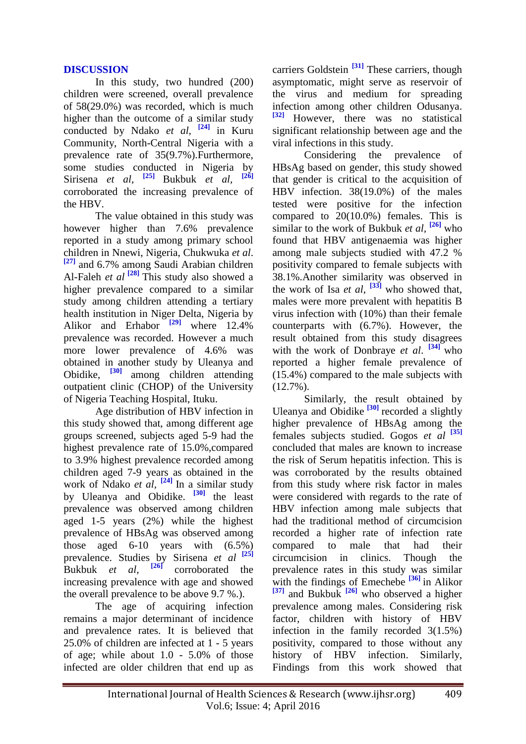## DISCUSSION

In this study, two hundred (200) children were screened, overall prevalence of 58(29.0%) was recorded, which is much higher than the outcome of a similar study conducted by Ndako *et al*, [24] in Kuru Community, North-Central Nigeria with a prevalence rate of 35(9.7%).Furthermore, some studies conducted in Nigeria by Sirisena *et al*, [25] Bukbuk *et al*, [26] corroborated the increasing prevalence of the HBV.

The value obtained in this study was however higher than 7.6% prevalence reported in a study among primary school children in Nnewi, Nigeria, Chukwuka *et al*. [27] and 6.7% among Saudi Arabian children Al-Faleh *et al* [28] This study also showed a higher prevalence compared to a similar study among children attending a tertiary health institution in Niger Delta, Nigeria by Alikor and Erhabor [29] where 12.4% prevalence was recorded. However a much more lower prevalence of 4.6% was obtained in another study by Uleanya and Obidike, [30] among children attending outpatient clinic (CHOP) of the University of Nigeria Teaching Hospital, Ituku.

Age distribution of HBV infection in this study showed that, among different age groups screened, subjects aged 5-9 had the highest prevalence rate of 15.0%,compared to 3.9% highest prevalence recorded among children aged 7-9 years as obtained in the work of Ndako *et al*, [24] In a similar study by Uleanya and Obidike. [30] the least prevalence was observed among children aged 1-5 years (2%) while the highest prevalence of HBsAg was observed among those aged 6-10 years with (6.5%) prevalence. Studies by Sirisena *et al* [25] Bukbuk *et al*, [26] corroborated the increasing prevalence with age and showed the overall prevalence to be above 9.7 %.).

The age of acquiring infection remains a major determinant of incidence and prevalence rates. It is believed that 25.0% of children are infected at 1 - 5 years of age; while about 1.0 - 5.0% of those infected are older children that end up as carriers Goldstein [31] These carriers, though asymptomatic, might serve as reservoir of the virus and medium for spreading infection among other children Odusanya. [32] However, there was no statistical significant relationship between age and the viral infections in this study.

Considering the prevalence of HBsAg based on gender, this study showed that gender is critical to the acquisition of HBV infection. 38(19.0%) of the males tested were positive for the infection compared to 20(10.0%) females. This is similar to the work of Bukbuk *et al*, [26] who found that HBV antigenaemia was higher among male subjects studied with 47.2 % positivity compared to female subjects with 38.1%.Another similarity was observed in the work of Isa *et al*, [33] who showed that, males were more prevalent with hepatitis B virus infection with (10%) than their female counterparts with (6.7%). However, the result obtained from this study disagrees with the work of Donbraye *et al*. [34] who reported a higher female prevalence of (15.4%) compared to the male subjects with (12.7%).

Similarly, the result obtained by Uleanya and Obidike [30] recorded a slightly higher prevalence of HBsAg among the females subjects studied. Gogos *et al* [35] concluded that males are known to increase the risk of Serum hepatitis infection. This is was corroborated by the results obtained from this study where risk factor in males were considered with regards to the rate of HBV infection among male subjects that had the traditional method of circumcision recorded a higher rate of infection rate compared to male that had their circumcision in clinics. Though the prevalence rates in this study was similar with the findings of Emechebe [36] in Alikor [37] and Bukbuk [26] who observed a higher prevalence among males. Considering risk factor, children with history of HBV infection in the family recorded 3(1.5%) positivity, compared to those without any history of HBV infection. Similarly, Findings from this work showed that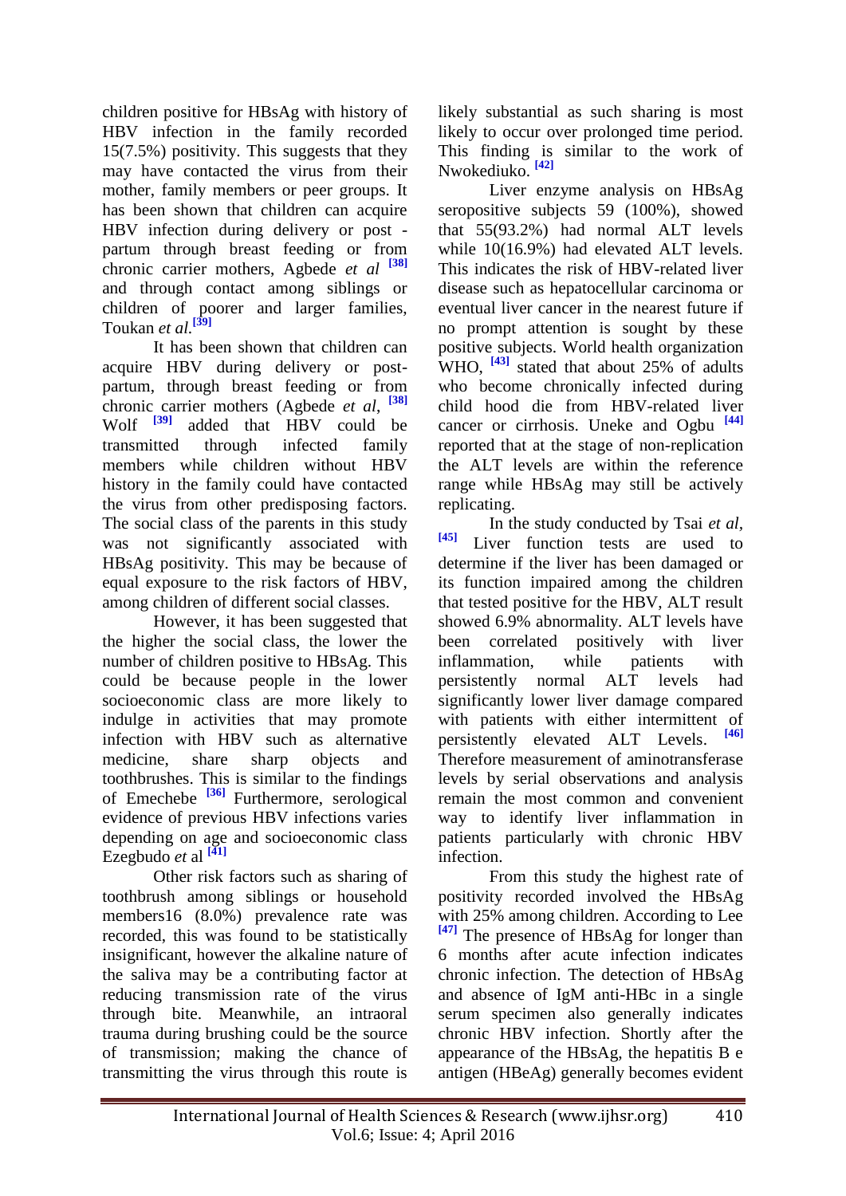children positive for HBsAg with history of HBV infection in the family recorded 15(7.5%) positivity. This suggests that they may have contacted the virus from their mother, family members or peer groups. It has been shown that children can acquire HBV infection during delivery or post - partum through breast feeding or from chronic carrier mothers, Agbede *et al* [38] and through contact among siblings or children of poorer and larger families, Toukan *et al*.[39]

It has been shown that children can acquire HBV during delivery or post-partum, through breast feeding or from chronic carrier mothers (Agbede *et al*, [38] Wolf [39] added that HBV could be transmitted through infected family members while children without HBV history in the family could have contacted the virus from other predisposing factors. The social class of the parents in this study was not significantly associated with HBsAg positivity. This may be because of equal exposure to the risk factors of HBV, among children of different social classes.

However, it has been suggested that the higher the social class, the lower the number of children positive to HBsAg. This could be because people in the lower socioeconomic class are more likely to indulge in activities that may promote infection with HBV such as alternative medicine, share sharp objects and toothbrushes. This is similar to the findings of Emechebe [36] Furthermore, serological evidence of previous HBV infections varies depending on age and socioeconomic class Ezegbudo *et* al [41]

Other risk factors such as sharing of toothbrush among siblings or household members16 (8.0%) prevalence rate was recorded, this was found to be statistically insignificant, however the alkaline nature of the saliva may be a contributing factor at reducing transmission rate of the virus through bite. Meanwhile, an intraoral trauma during brushing could be the source of transmission; making the chance of transmitting the virus through this route is likely substantial as such sharing is most likely to occur over prolonged time period. This finding is similar to the work of Nwokediuko. [42]

Liver enzyme analysis on HBsAg seropositive subjects 59 (100%), showed that 55(93.2%) had normal ALT levels while 10(16.9%) had elevated ALT levels. This indicates the risk of HBV-related liver disease such as hepatocellular carcinoma or eventual liver cancer in the nearest future if no prompt attention is sought by these positive subjects. World health organization WHO, [43] stated that about 25% of adults who become chronically infected during child hood die from HBV-related liver cancer or cirrhosis. Uneke and Ogbu [44] reported that at the stage of non-replication the ALT levels are within the reference range while HBsAg may still be actively replicating.

In the study conducted by Tsai *et al*, [45] Liver function tests are used to determine if the liver has been damaged or its function impaired among the children that tested positive for the HBV, ALT result showed 6.9% abnormality. ALT levels have been correlated positively with liver inflammation, while patients with persistently normal ALT levels had significantly lower liver damage compared with patients with either intermittent of persistently elevated ALT Levels. [46] Therefore measurement of aminotransferase levels by serial observations and analysis remain the most common and convenient way to identify liver inflammation in patients particularly with chronic HBV infection.

From this study the highest rate of positivity recorded involved the HBsAg with 25% among children. According to Lee [47] The presence of HBsAg for longer than 6 months after acute infection indicates chronic infection. The detection of HBsAg and absence of IgM anti-HBc in a single serum specimen also generally indicates chronic HBV infection. Shortly after the appearance of the HBsAg, the hepatitis B e antigen (HBeAg) generally becomes evident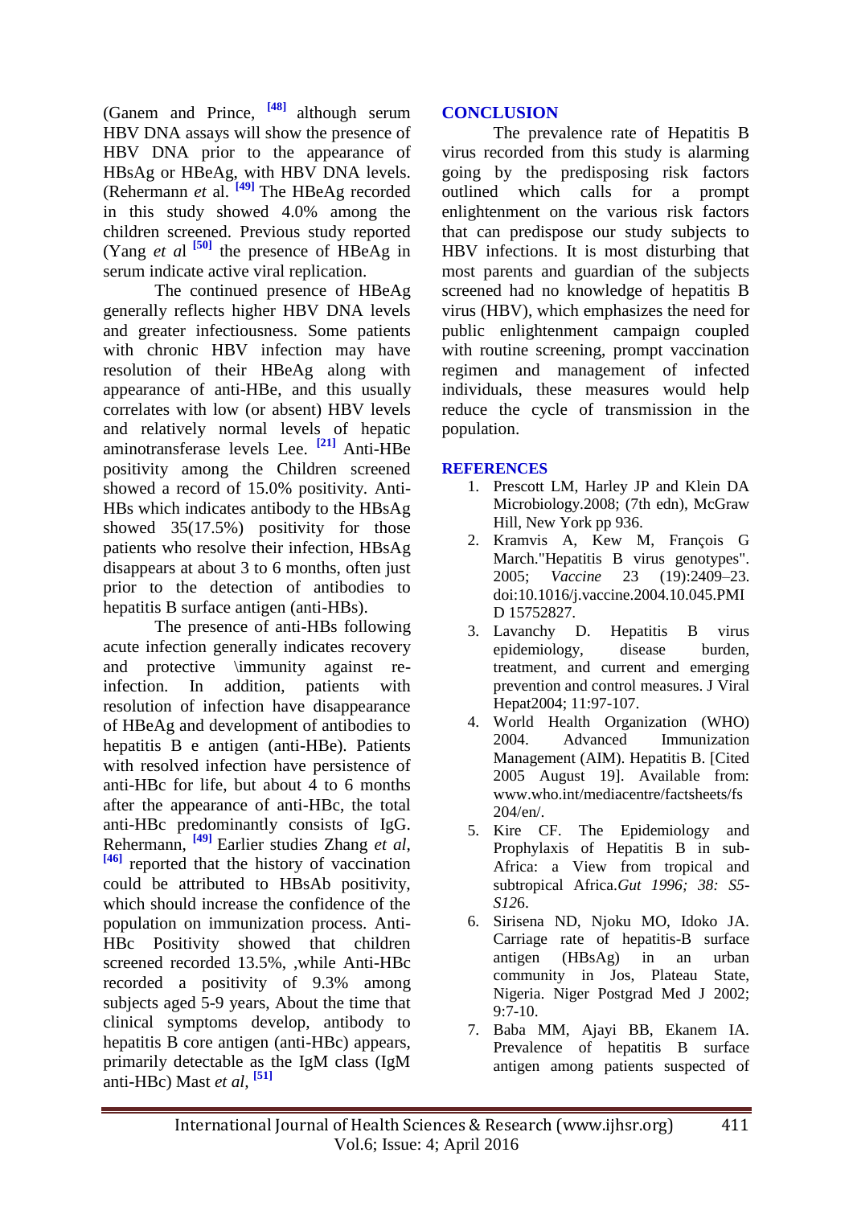(Ganem and Prince, [48] although serum HBV DNA assays will show the presence of HBV DNA prior to the appearance of HBsAg or HBeAg, with HBV DNA levels. (Rehermann *et* al. [49] The HBeAg recorded in this study showed 4.0% among the children screened. Previous study reported (Yang *et a*l [50] the presence of HBeAg in serum indicate active viral replication.

The continued presence of HBeAg generally reflects higher HBV DNA levels and greater infectiousness. Some patients with chronic HBV infection may have resolution of their HBeAg along with appearance of anti-HBe, and this usually correlates with low (or absent) HBV levels and relatively normal levels of hepatic aminotransferase levels Lee. [21] Anti-HBe positivity among the Children screened showed a record of 15.0% positivity. Anti-HBs which indicates antibody to the HBsAg showed 35(17.5%) positivity for those patients who resolve their infection, HBsAg disappears at about 3 to 6 months, often just prior to the detection of antibodies to hepatitis B surface antigen (anti-HBs).

The presence of anti-HBs following acute infection generally indicates recovery and protective \immunity against re-infection. In addition, patients with resolution of infection have disappearance of HBeAg and development of antibodies to hepatitis B e antigen (anti-HBe). Patients with resolved infection have persistence of anti-HBc for life, but about 4 to 6 months after the appearance of anti-HBc, the total anti-HBc predominantly consists of IgG. Rehermann, [49] Earlier studies Zhang *et al*, [46] reported that the history of vaccination could be attributed to HBsAb positivity, which should increase the confidence of the population on immunization process. Anti-HBc Positivity showed that children screened recorded 13.5%, ,while Anti-HBc recorded a positivity of 9.3% among subjects aged 5-9 years, About the time that clinical symptoms develop, antibody to hepatitis B core antigen (anti-HBc) appears, primarily detectable as the IgM class (IgM anti-HBc) Mast *et al*, [51]

## CONCLUSION

The prevalence rate of Hepatitis B virus recorded from this study is alarming going by the predisposing risk factors outlined which calls for a prompt enlightenment on the various risk factors that can predispose our study subjects to HBV infections. It is most disturbing that most parents and guardian of the subjects screened had no knowledge of hepatitis B virus (HBV), which emphasizes the need for public enlightenment campaign coupled with routine screening, prompt vaccination regimen and management of infected individuals, these measures would help reduce the cycle of transmission in the population.

## REFERENCES

1. Prescott LM, Harley JP and Klein DA Microbiology.2008; (7th edn), McGraw Hill, New York pp 936.
2. Kramvis A, Kew M, François G March."Hepatitis B virus genotypes". 2005; *Vaccine* 23 (19):2409–23. doi:10.1016/j.vaccine.2004.10.045.PMID 15752827.
3. Lavanchy D. Hepatitis B virus epidemiology, disease burden, treatment, and current and emerging prevention and control measures. J Viral Hepat2004; 11:97-107.
4. World Health Organization (WHO) 2004. Advanced Immunization Management (AIM). Hepatitis B. [Cited 2005 August 19]. Available from: www.who.int/mediacentre/factsheets/fs204/en/.
5. Kire CF. The Epidemiology and Prophylaxis of Hepatitis B in sub-Africa: a View from tropical and subtropical Africa.*Gut 1996; 38: S5-S12*6.
6. Sirisena ND, Njoku MO, Idoko JA. Carriage rate of hepatitis-B surface antigen (HBsAg) in an urban community in Jos, Plateau State, Nigeria. Niger Postgrad Med J 2002; 9:7-10.
7. Baba MM, Ajayi BB, Ekanem IA. Prevalence of hepatitis B surface antigen among patients suspected of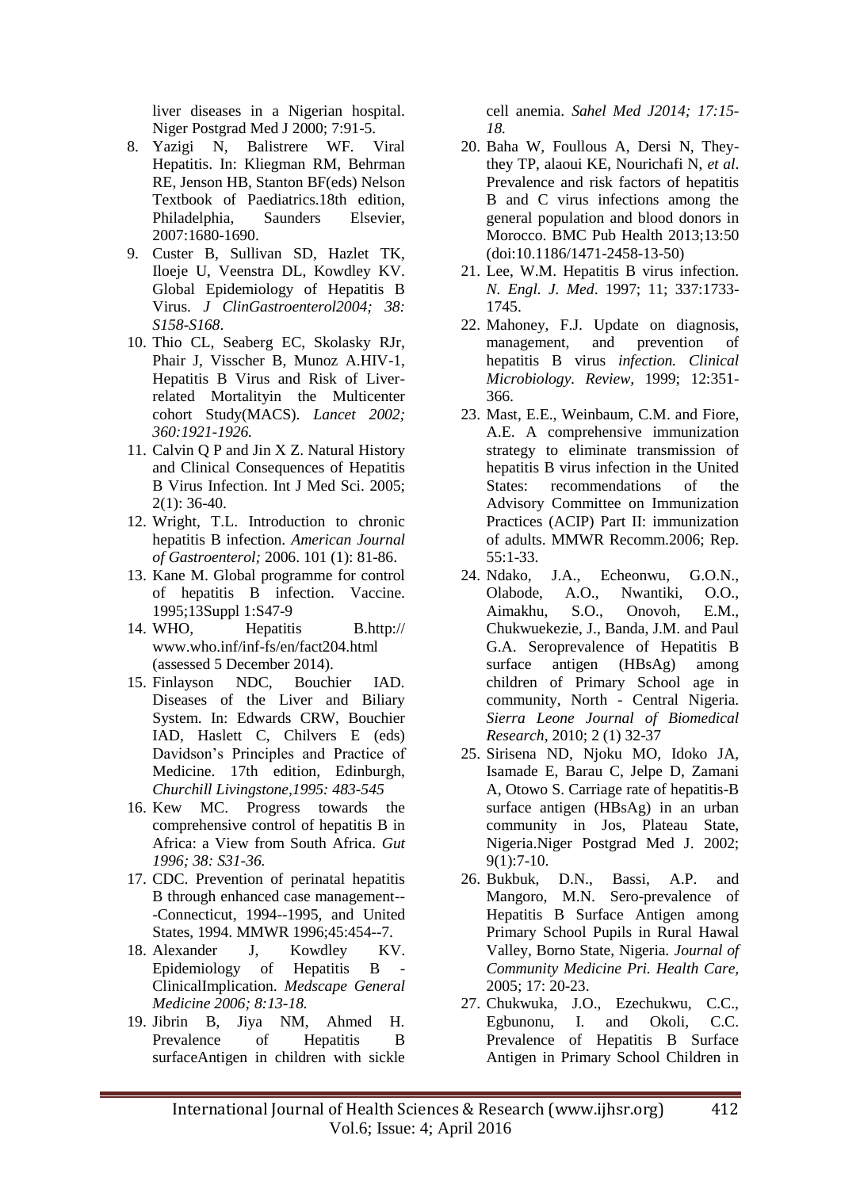liver diseases in a Nigerian hospital. Niger Postgrad Med J 2000; 7:91-5.

8. Yazigi N, Balistrere WF. Viral Hepatitis. In: Kliegman RM, Behrman RE, Jenson HB, Stanton BF(eds) Nelson Textbook of Paediatrics.18th edition, Philadelphia, Saunders Elsevier, 2007:1680-1690.
9. Custer B, Sullivan SD, Hazlet TK, Iloeje U, Veenstra DL, Kowdley KV. Global Epidemiology of Hepatitis B Virus. *J ClinGastroenterol2004; 38: S158-S168*.
10. Thio CL, Seaberg EC, Skolasky RJr, Phair J, Visscher B, Munoz A.HIV-1, Hepatitis B Virus and Risk of Liver-related Mortalityin the Multicenter cohort Study(MACS). *Lancet 2002; 360:1921-1926.*
11. Calvin Q P and Jin X Z. Natural History and Clinical Consequences of Hepatitis B Virus Infection. Int J Med Sci. 2005; 2(1): 36-40.
12. Wright, T.L. Introduction to chronic hepatitis B infection. *American Journal of Gastroenterol;* 2006. 101 (1): 81-86.
13. Kane M. Global programme for control of hepatitis B infection. Vaccine. 1995;13Suppl 1:S47-9
14. WHO, Hepatitis B.http:// www.who.inf/inf-fs/en/fact204.html (assessed 5 December 2014).
15. Finlayson NDC, Bouchier IAD. Diseases of the Liver and Biliary System. In: Edwards CRW, Bouchier IAD, Haslett C, Chilvers E (eds) Davidson's Principles and Practice of Medicine. 17th edition, Edinburgh, *Churchill Livingstone,1995: 483-545*
16. Kew MC. Progress towards the comprehensive control of hepatitis B in Africa: a View from South Africa. *Gut 1996; 38: S31-36.*
17. CDC. Prevention of perinatal hepatitis B through enhanced case management---Connecticut, 1994--1995, and United States, 1994. MMWR 1996;45:454--7.
18. Alexander J, Kowdley KV. Epidemiology of Hepatitis B - ClinicalImplication. *Medscape General Medicine 2006; 8:13-18.*
19. Jibrin B, Jiya NM, Ahmed H. Prevalence of Hepatitis B surfaceAntigen in children with sickle cell anemia. *Sahel Med J2014; 17:15-18.*
20. Baha W, Foullous A, Dersi N, They-they TP, alaoui KE, Nourichafi N, *et al*. Prevalence and risk factors of hepatitis B and C virus infections among the general population and blood donors in Morocco. BMC Pub Health 2013;13:50 (doi:10.1186/1471-2458-13-50)
21. Lee, W.M. Hepatitis B virus infection. *N. Engl. J. Med*. 1997; 11; 337:1733-1745.
22. Mahoney, F.J. Update on diagnosis, management, and prevention of hepatitis B virus *infection. Clinical Microbiology. Review*, 1999; 12:351-366.
23. Mast, E.E., Weinbaum, C.M. and Fiore, A.E. A comprehensive immunization strategy to eliminate transmission of hepatitis B virus infection in the United States: recommendations of the Advisory Committee on Immunization Practices (ACIP) Part II: immunization of adults. MMWR Recomm.2006; Rep. 55:1-33.
24. Ndako, J.A., Echeonwu, G.O.N., Olabode, A.O., Nwantiki, O.O., Aimakhu, S.O., Onovoh, E.M., Chukwuekezie, J., Banda, J.M. and Paul G.A. Seroprevalence of Hepatitis B surface antigen (HBsAg) among children of Primary School age in community, North - Central Nigeria. *Sierra Leone Journal of Biomedical Research*, 2010; 2 (1) 32-37
25. Sirisena ND, Njoku MO, Idoko JA, Isamade E, Barau C, Jelpe D, Zamani A, Otowo S. Carriage rate of hepatitis-B surface antigen (HBsAg) in an urban community in Jos, Plateau State, Nigeria.Niger Postgrad Med J. 2002; 9(1):7-10.
26. Bukbuk, D.N., Bassi, A.P. and Mangoro, M.N. Sero-prevalence of Hepatitis B Surface Antigen among Primary School Pupils in Rural Hawal Valley, Borno State, Nigeria. *Journal of Community Medicine Pri. Health Care*, 2005; 17: 20-23.
27. Chukwuka, J.O., Ezechukwu, C.C., Egbunonu, I. and Okoli, C.C. Prevalence of Hepatitis B Surface Antigen in Primary School Children in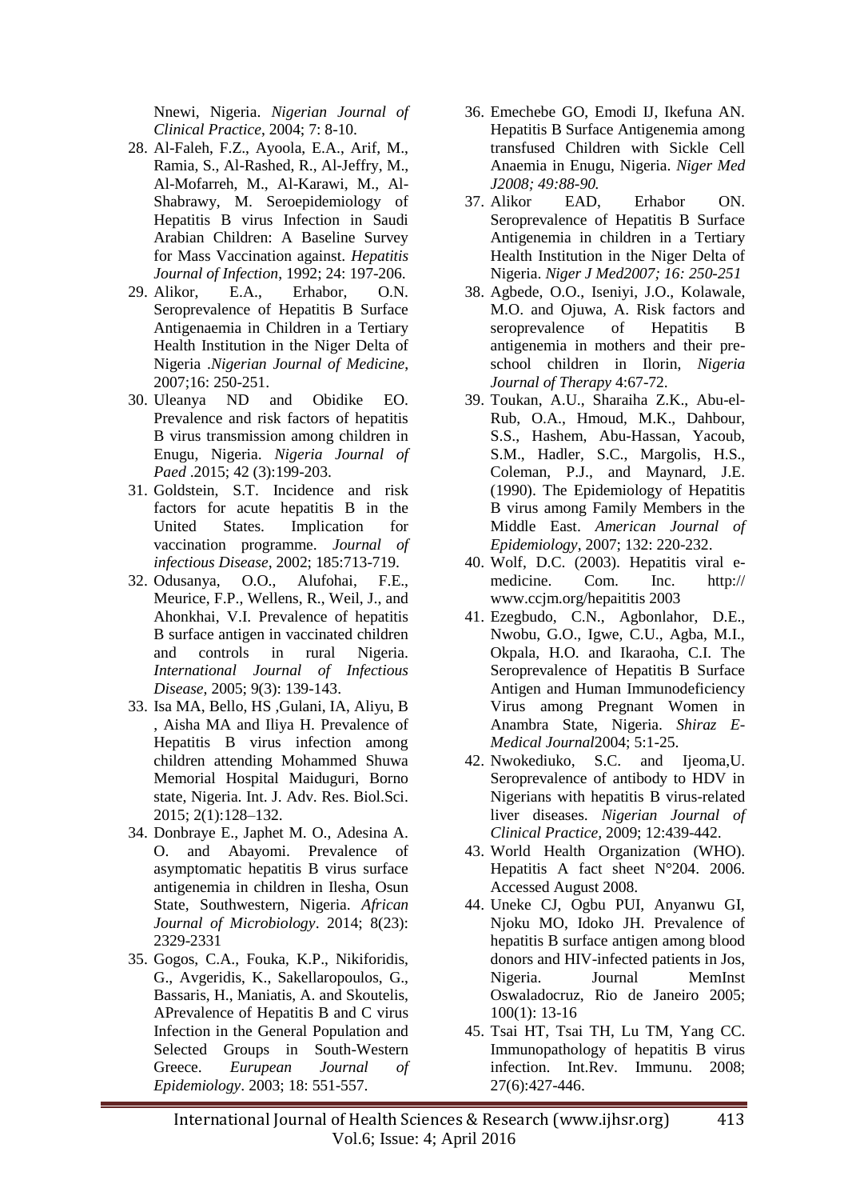Nnewi, Nigeria. *Nigerian Journal of Clinical Practice*, 2004; 7: 8-10.

28. Al-Faleh, F.Z., Ayoola, E.A., Arif, M., Ramia, S., Al-Rashed, R., Al-Jeffry, M., Al-Mofarreh, M., Al-Karawi, M., Al-Shabrawy, M. Seroepidemiology of Hepatitis B virus Infection in Saudi Arabian Children: A Baseline Survey for Mass Vaccination against. *Hepatitis Journal of Infection*, 1992; 24: 197-206.
29. Alikor, E.A., Erhabor, O.N. Seroprevalence of Hepatitis B Surface Antigenaemia in Children in a Tertiary Health Institution in the Niger Delta of Nigeria .*Nigerian Journal of Medicine*, 2007;16: 250-251.
30. Uleanya ND and Obidike EO. Prevalence and risk factors of hepatitis B virus transmission among children in Enugu, Nigeria. *Nigeria Journal of Paed* .2015; 42 (3):199-203.
31. Goldstein, S.T. Incidence and risk factors for acute hepatitis B in the United States. Implication for vaccination programme. *Journal of infectious Disease*, 2002; 185:713-719.
32. Odusanya, O.O., Alufohai, F.E., Meurice, F.P., Wellens, R., Weil, J., and Ahonkhai, V.I. Prevalence of hepatitis B surface antigen in vaccinated children and controls in rural Nigeria. *International Journal of Infectious Disease*, 2005; 9(3): 139-143.
33. Isa MA, Bello, HS ,Gulani, IA, Aliyu, B , Aisha MA and Iliya H. Prevalence of Hepatitis B virus infection among children attending Mohammed Shuwa Memorial Hospital Maiduguri, Borno state, Nigeria. Int. J. Adv. Res. Biol.Sci. 2015; 2(1):128–132.
34. Donbraye E., Japhet M. O., Adesina A. O. and Abayomi. Prevalence of asymptomatic hepatitis B virus surface antigenemia in children in Ilesha, Osun State, Southwestern, Nigeria. *African Journal of Microbiology*. 2014; 8(23): 2329-2331
35. Gogos, C.A., Fouka, K.P., Nikiforidis, G., Avgeridis, K., Sakellaropoulos, G., Bassaris, H., Maniatis, A. and Skoutelis, APrevalence of Hepatitis B and C virus Infection in the General Population and Selected Groups in South-Western Greece. *Eurupean Journal of Epidemiology*. 2003; 18: 551-557.
36. Emechebe GO, Emodi IJ, Ikefuna AN. Hepatitis B Surface Antigenemia among transfused Children with Sickle Cell Anaemia in Enugu, Nigeria. *Niger Med J2008; 49:88-90.*
37. Alikor EAD, Erhabor ON. Seroprevalence of Hepatitis B Surface Antigenemia in children in a Tertiary Health Institution in the Niger Delta of Nigeria. *Niger J Med2007; 16: 250-251*
38. Agbede, O.O., Iseniyi, J.O., Kolawale, M.O. and Ojuwa, A. Risk factors and seroprevalence of Hepatitis B antigenemia in mothers and their pre-school children in Ilorin, *Nigeria Journal of Therapy* 4:67-72.
39. Toukan, A.U., Sharaiha Z.K., Abu-el-Rub, O.A., Hmoud, M.K., Dahbour, S.S., Hashem, Abu-Hassan, Yacoub, S.M., Hadler, S.C., Margolis, H.S., Coleman, P.J., and Maynard, J.E. (1990). The Epidemiology of Hepatitis B virus among Family Members in the Middle East. *American Journal of Epidemiology*, 2007; 132: 220-232.
40. Wolf, D.C. (2003). Hepatitis viral e-medicine. Com. Inc. http:// www.ccjm.org/hepaititis 2003
41. Ezegbudo, C.N., Agbonlahor, D.E., Nwobu, G.O., Igwe, C.U., Agba, M.I., Okpala, H.O. and Ikaraoha, C.I. The Seroprevalence of Hepatitis B Surface Antigen and Human Immunodeficiency Virus among Pregnant Women in Anambra State, Nigeria. *Shiraz E-Medical Journal*2004; 5:1-25.
42. Nwokediuko, S.C. and Ijeoma,U. Seroprevalence of antibody to HDV in Nigerians with hepatitis B virus-related liver diseases. *Nigerian Journal of Clinical Practice*, 2009; 12:439-442.
43. World Health Organization (WHO). Hepatitis A fact sheet N°204. 2006. Accessed August 2008.
44. Uneke CJ, Ogbu PUI, Anyanwu GI, Njoku MO, Idoko JH. Prevalence of hepatitis B surface antigen among blood donors and HIV-infected patients in Jos, Nigeria. Journal MemInst Oswaladocruz, Rio de Janeiro 2005; 100(1): 13-16
45. Tsai HT, Tsai TH, Lu TM, Yang CC. Immunopathology of hepatitis B virus infection. Int.Rev. Immunu. 2008; 27(6):427-446.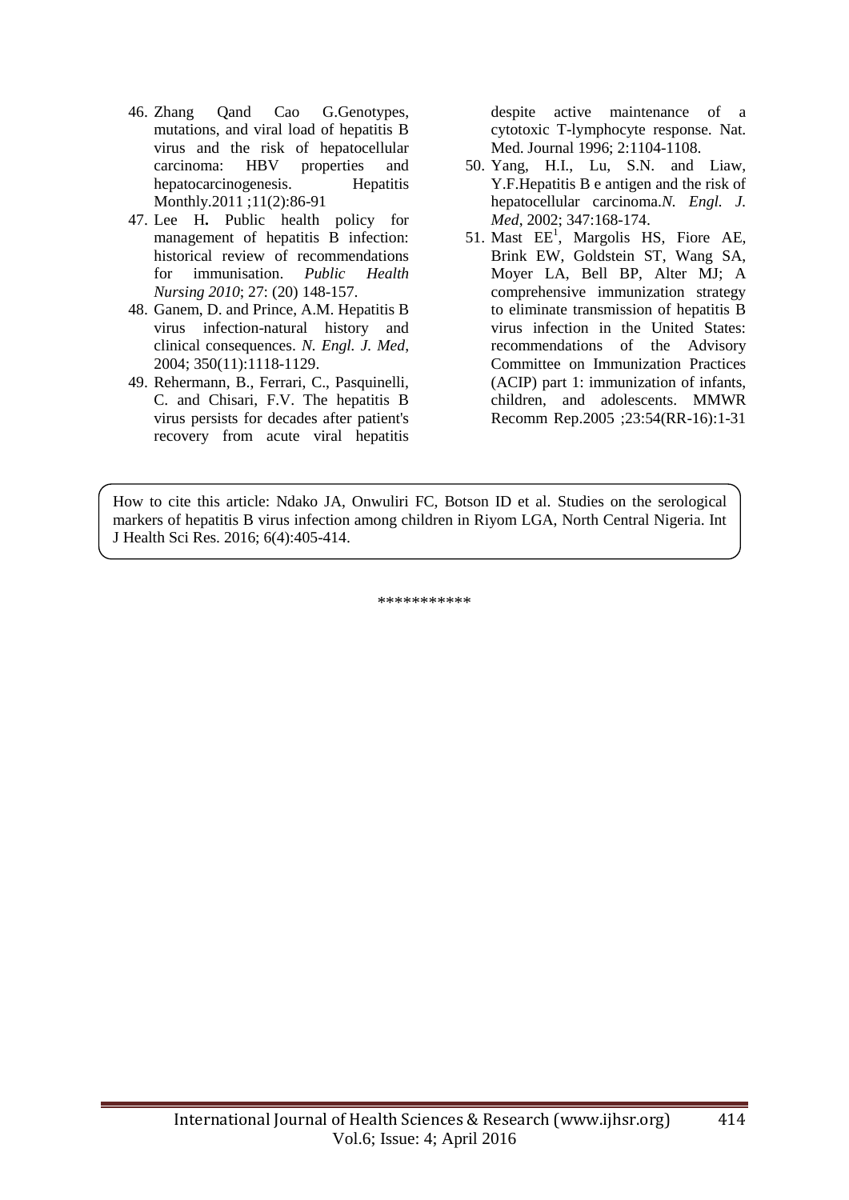46. Zhang Qand Cao G.Genotypes, mutations, and viral load of hepatitis B virus and the risk of hepatocellular carcinoma: HBV properties and hepatocarcinogenesis. Hepatitis Monthly.2011 ;11(2):86-91
47. Lee H**.** Public health policy for management of hepatitis B infection: historical review of recommendations for immunisation. *Public Health Nursing 2010*; 27: (20) 148-157.
48. Ganem, D. and Prince, A.M. Hepatitis B virus infection-natural history and clinical consequences. *N. Engl. J. Med*, 2004; 350(11):1118-1129.
49. Rehermann, B., Ferrari, C., Pasquinelli, C. and Chisari, F.V. The hepatitis B virus persists for decades after patient's recovery from acute viral hepatitis despite active maintenance of a cytotoxic T-lymphocyte response. Nat. Med. Journal 1996; 2:1104-1108.
50. Yang, H.I., Lu, S.N. and Liaw, Y.F.Hepatitis B e antigen and the risk of hepatocellular carcinoma.*N. Engl. J. Med*, 2002; 347:168-174.
51. Mast EE[1], Margolis HS, Fiore AE, Brink EW, Goldstein ST, Wang SA, Moyer LA, Bell BP, Alter MJ; A comprehensive immunization strategy to eliminate transmission of hepatitis B virus infection in the United States: recommendations of the Advisory Committee on Immunization Practices (ACIP) part 1: immunization of infants, children, and adolescents. MMWR Recomm Rep.2005 ;23:54(RR-16):1-31

How to cite this article: Ndako JA, Onwuliri FC, Botson ID et al. Studies on the serological markers of hepatitis B virus infection among children in Riyom LGA, North Central Nigeria. Int J Health Sci Res. 2016; 6(4):405-414.

\*\*\*\*\*\*\*\*\*\*\*